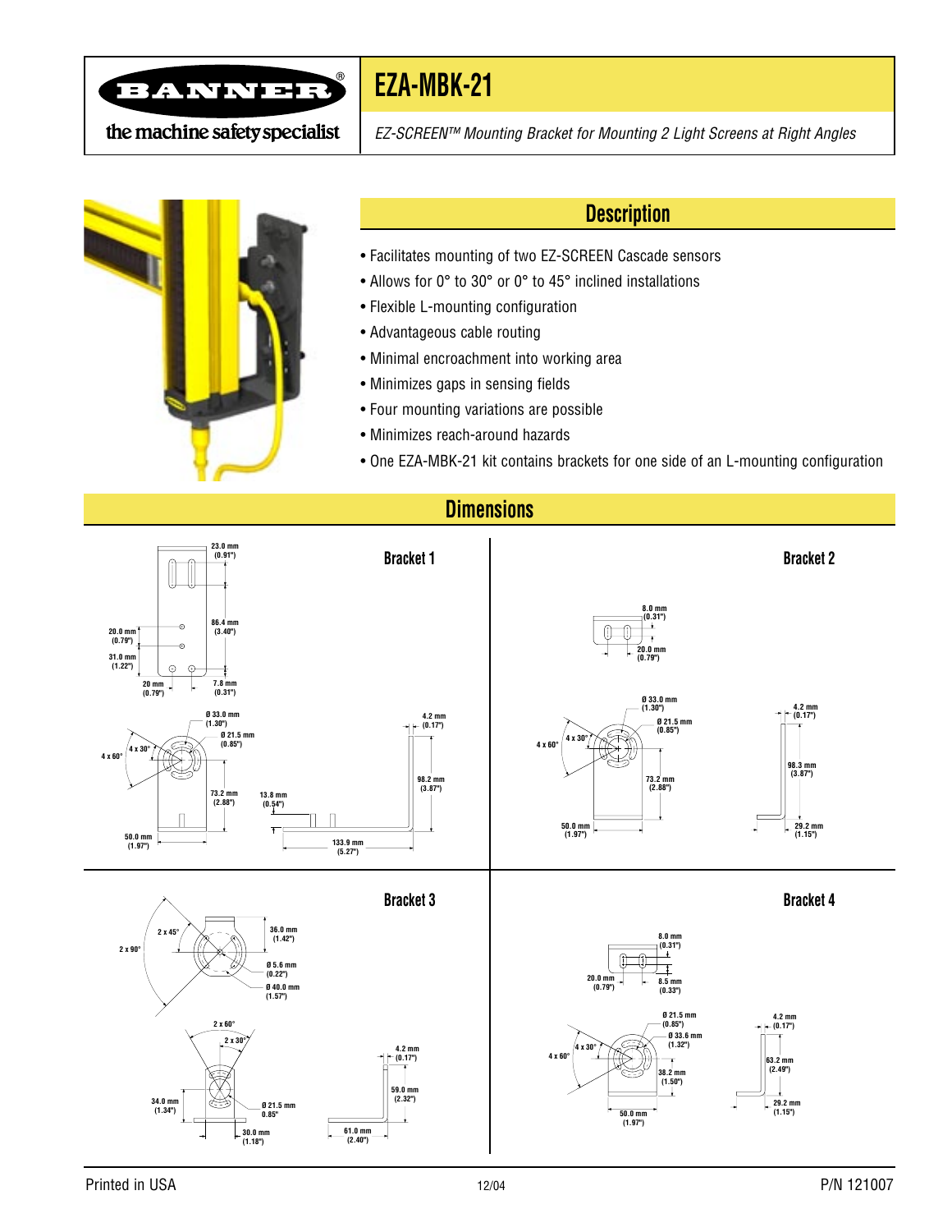# EZA-MBK-21

*EZ-SCREEN™ Mounting Bracket for Mounting 2 Light Screens at Right Angles*

## Description

- Facilitates mounting of two EZ-SCREEN Cascade sensors
- Allows for 0° to 30° or 0° to 45° inclined installations
- Flexible L-mounting configuration
- Advantageous cable routing
- Minimal encroachment into working area
- Minimizes gaps in sensing fields
- Four mounting variations are possible
- Minimizes reach-around hazards
- One EZA-MBK-21 kit contains brackets for one side of an L-mounting configuration

## Dimensions

### Bracket 1

23.0 mm (0.91")
86.4 mm (3.40")
20.0 mm (0.79")
31.0 mm (1.22")
20 mm (0.79")
7.8 mm (0.31")
Ø 33.0 mm (1.30")
Ø 21.5 mm (0.85")
4 x 30°
4 x 60°
73.2 mm (2.88")
50.0 mm (1.97")
13.8 mm (0.54")
4.2 mm (0.17")
98.2 mm (3.87")
133.9 mm (5.27")

### Bracket 2

8.0 mm (0.31")
20.0 mm (0.79")
Ø 33.0 mm (1.30")
Ø 21.5 mm (0.85")
4 x 30°
4 x 60°
73.2 mm (2.88")
50.0 mm (1.97")
4.2 mm (0.17")
98.3 mm (3.87")
29.2 mm (1.15")

### Bracket 3

2 x 45°
2 x 90°
36.0 mm (1.42")
Ø 5.6 mm (0.22")
Ø 40.0 mm (1.57")
2 x 60°
2 x 30°
34.0 mm (1.34")
Ø 21.5 mm 0.85"
30.0 mm (1.18")
4.2 mm (0.17")
59.0 mm (2.32")
61.0 mm (2.40")

### Bracket 4

8.0 mm (0.31")
20.0 mm (0.79")
8.5 mm (0.33")
Ø 21.5 mm (0.85")
Ø 33.6 mm (1.32")
4 x 30°
4 x 60°
38.2 mm (1.50")
50.0 mm (1.97")
4.2 mm (0.17")
63.2 mm (2.49")
29.2 mm (1.15")

Printed in USA    12/04    P/N 121007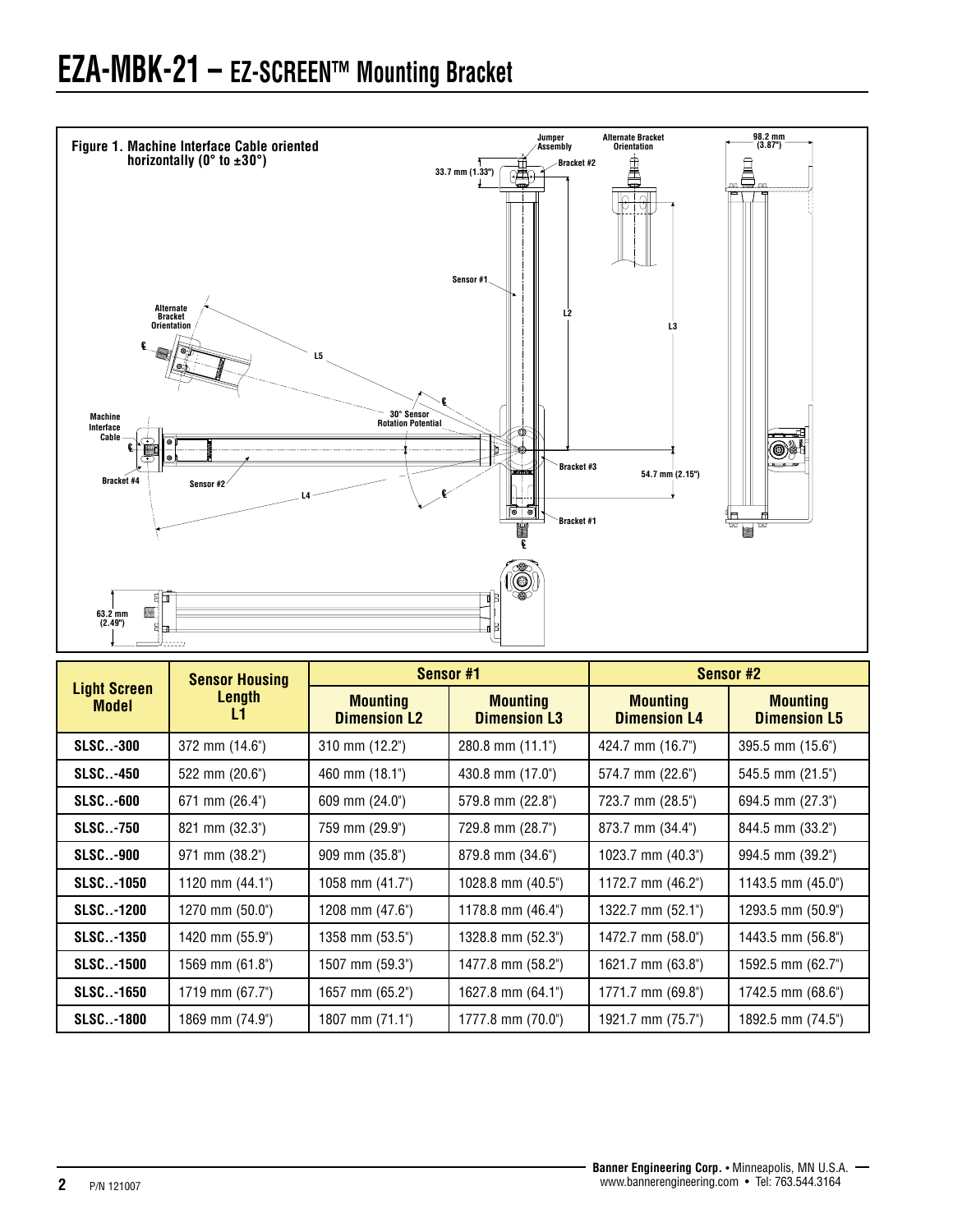# EZA-MBK-21 – EZ-SCREEN™ Mounting Bracket

**Figure 1. Machine Interface Cable oriented horizontally (0° to ±30°)**

| Light Screen Model | Sensor Housing Length L1 | Sensor #1 | | Sensor #2 | |
|---|---|---|---|---|---|
| | | Mounting Dimension L2 | Mounting Dimension L3 | Mounting Dimension L4 | Mounting Dimension L5 |
| **SLSC..-300** | 372 mm (14.6") | 310 mm (12.2") | 280.8 mm (11.1") | 424.7 mm (16.7") | 395.5 mm (15.6") |
| **SLSC..-450** | 522 mm (20.6") | 460 mm (18.1") | 430.8 mm (17.0") | 574.7 mm (22.6") | 545.5 mm (21.5") |
| **SLSC..-600** | 671 mm (26.4") | 609 mm (24.0") | 579.8 mm (22.8") | 723.7 mm (28.5") | 694.5 mm (27.3") |
| **SLSC..-750** | 821 mm (32.3") | 759 mm (29.9") | 729.8 mm (28.7") | 873.7 mm (34.4") | 844.5 mm (33.2") |
| **SLSC..-900** | 971 mm (38.2") | 909 mm (35.8") | 879.8 mm (34.6") | 1023.7 mm (40.3") | 994.5 mm (39.2") |
| **SLSC..-1050** | 1120 mm (44.1") | 1058 mm (41.7") | 1028.8 mm (40.5") | 1172.7 mm (46.2") | 1143.5 mm (45.0") |
| **SLSC..-1200** | 1270 mm (50.0") | 1208 mm (47.6") | 1178.8 mm (46.4") | 1322.7 mm (52.1") | 1293.5 mm (50.9") |
| **SLSC..-1350** | 1420 mm (55.9") | 1358 mm (53.5") | 1328.8 mm (52.3") | 1472.7 mm (58.0") | 1443.5 mm (56.8") |
| **SLSC..-1500** | 1569 mm (61.8") | 1507 mm (59.3") | 1477.8 mm (58.2") | 1621.7 mm (63.8") | 1592.5 mm (62.7") |
| **SLSC..-1650** | 1719 mm (67.7") | 1657 mm (65.2") | 1627.8 mm (64.1") | 1771.7 mm (69.8") | 1742.5 mm (68.6") |
| **SLSC..-1800** | 1869 mm (74.9") | 1807 mm (71.1") | 1777.8 mm (70.0") | 1921.7 mm (75.7") | 1892.5 mm (74.5") |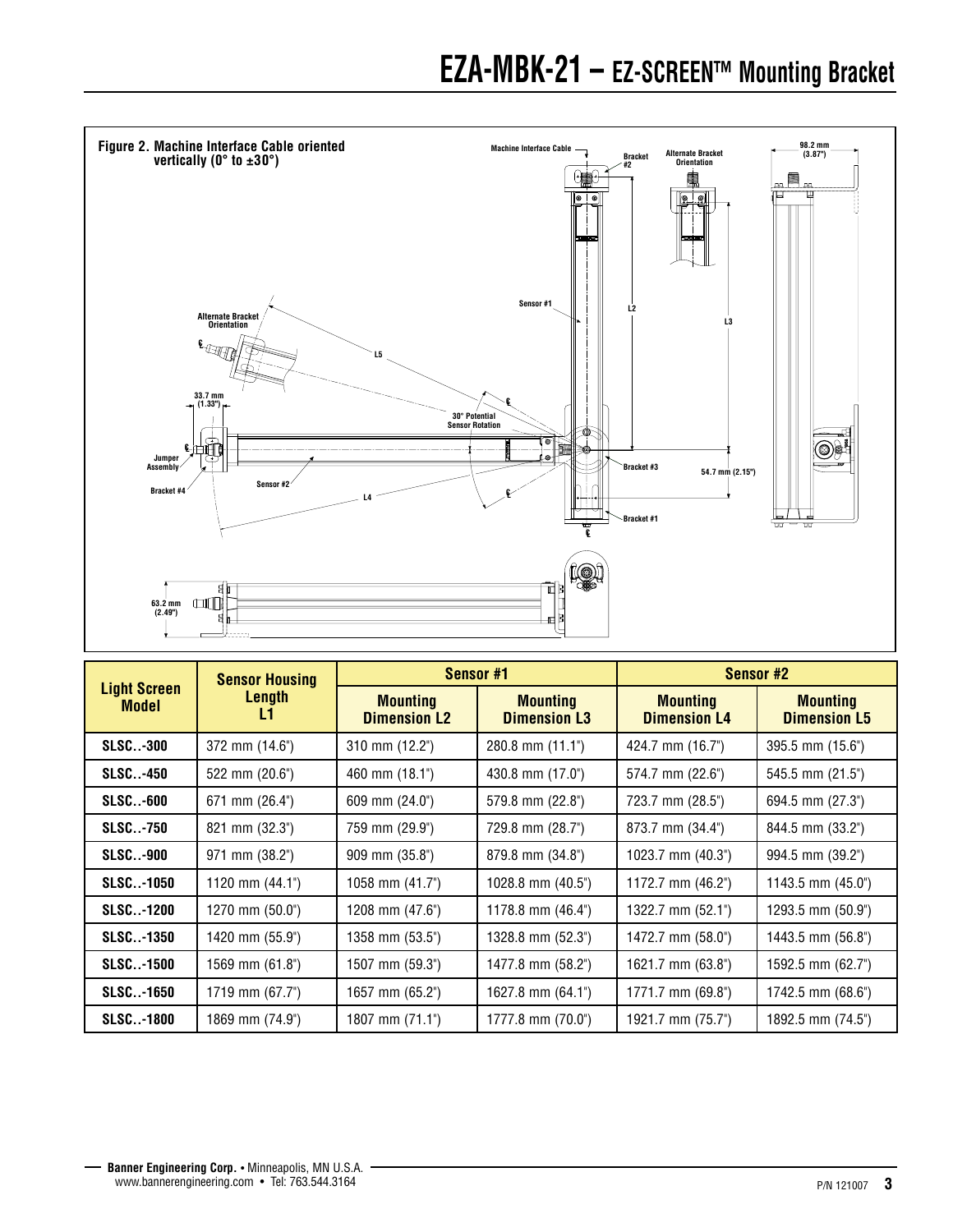# EZA-MBK-21 – EZ-SCREEN™ Mounting Bracket

**Figure 2. Machine Interface Cable oriented vertically (0° to ±30°)**

| Light Screen Model | Sensor Housing Length L1 | Sensor #1 | | Sensor #2 | |
|---|---|---|---|---|---|
| | | Mounting Dimension L2 | Mounting Dimension L3 | Mounting Dimension L4 | Mounting Dimension L5 |
| **SLSC..-300** | 372 mm (14.6") | 310 mm (12.2") | 280.8 mm (11.1") | 424.7 mm (16.7") | 395.5 mm (15.6") |
| **SLSC..-450** | 522 mm (20.6") | 460 mm (18.1") | 430.8 mm (17.0") | 574.7 mm (22.6") | 545.5 mm (21.5") |
| **SLSC..-600** | 671 mm (26.4") | 609 mm (24.0") | 579.8 mm (22.8") | 723.7 mm (28.5") | 694.5 mm (27.3") |
| **SLSC..-750** | 821 mm (32.3") | 759 mm (29.9") | 729.8 mm (28.7") | 873.7 mm (34.4") | 844.5 mm (33.2") |
| **SLSC..-900** | 971 mm (38.2") | 909 mm (35.8") | 879.8 mm (34.8") | 1023.7 mm (40.3") | 994.5 mm (39.2") |
| **SLSC..-1050** | 1120 mm (44.1") | 1058 mm (41.7") | 1028.8 mm (40.5") | 1172.7 mm (46.2") | 1143.5 mm (45.0") |
| **SLSC..-1200** | 1270 mm (50.0") | 1208 mm (47.6") | 1178.8 mm (46.4") | 1322.7 mm (52.1") | 1293.5 mm (50.9") |
| **SLSC..-1350** | 1420 mm (55.9") | 1358 mm (53.5") | 1328.8 mm (52.3") | 1472.7 mm (58.0") | 1443.5 mm (56.8") |
| **SLSC..-1500** | 1569 mm (61.8") | 1507 mm (59.3") | 1477.8 mm (58.2") | 1621.7 mm (63.8") | 1592.5 mm (62.7") |
| **SLSC..-1650** | 1719 mm (67.7") | 1657 mm (65.2") | 1627.8 mm (64.1") | 1771.7 mm (69.8") | 1742.5 mm (68.6") |
| **SLSC..-1800** | 1869 mm (74.9") | 1807 mm (71.1") | 1777.8 mm (70.0") | 1921.7 mm (75.7") | 1892.5 mm (74.5") |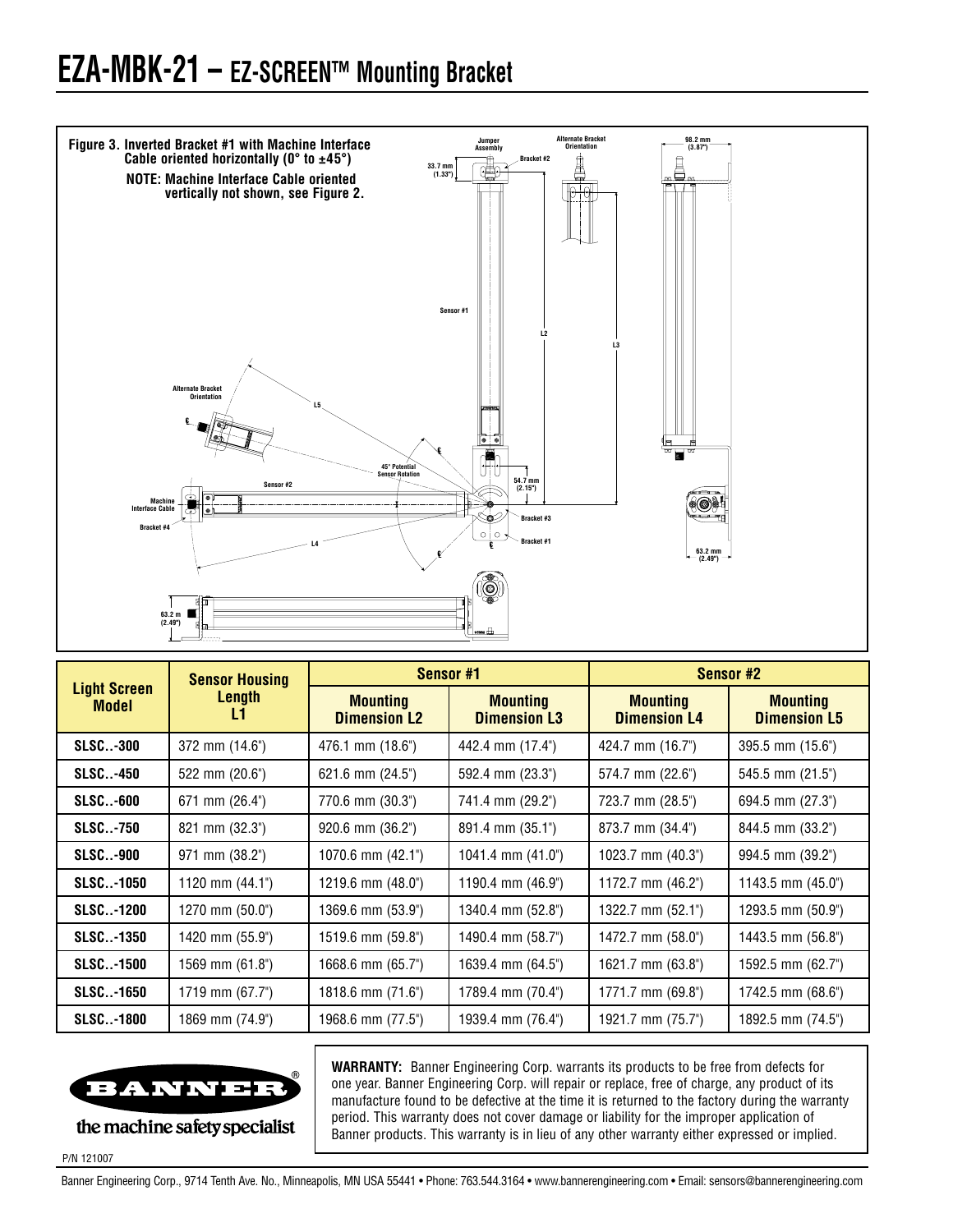# EZA-MBK-21 – EZ-SCREEN™ Mounting Bracket

**Figure 3. Inverted Bracket #1 with Machine Interface Cable oriented horizontally (0° to ±45°)**

**NOTE: Machine Interface Cable oriented vertically not shown, see Figure 2.**

Jumper Assembly
Alternate Bracket Orientation
Bracket #2
33.7 mm (1.33")
98.2 mm (3.87")
Sensor #1
L2
L3
Alternate Bracket Orientation
L5
45° Potential Sensor Rotation
54.7 mm (2.15")
Sensor #2
Machine Interface Cable
Bracket #4
Bracket #3
Bracket #1
L4
63.2 mm (2.49")
63.2 m (2.49")

| Light Screen Model | Sensor Housing Length L1 | Sensor #1 | | Sensor #2 | |
|---|---|---|---|---|---|
| | | Mounting Dimension L2 | Mounting Dimension L3 | Mounting Dimension L4 | Mounting Dimension L5 |
| **SLSC..-300** | 372 mm (14.6") | 476.1 mm (18.6") | 442.4 mm (17.4") | 424.7 mm (16.7") | 395.5 mm (15.6") |
| **SLSC..-450** | 522 mm (20.6") | 621.6 mm (24.5") | 592.4 mm (23.3") | 574.7 mm (22.6") | 545.5 mm (21.5") |
| **SLSC..-600** | 671 mm (26.4") | 770.6 mm (30.3") | 741.4 mm (29.2") | 723.7 mm (28.5") | 694.5 mm (27.3") |
| **SLSC..-750** | 821 mm (32.3") | 920.6 mm (36.2") | 891.4 mm (35.1") | 873.7 mm (34.4") | 844.5 mm (33.2") |
| **SLSC..-900** | 971 mm (38.2") | 1070.6 mm (42.1") | 1041.4 mm (41.0") | 1023.7 mm (40.3") | 994.5 mm (39.2") |
| **SLSC..-1050** | 1120 mm (44.1") | 1219.6 mm (48.0") | 1190.4 mm (46.9") | 1172.7 mm (46.2") | 1143.5 mm (45.0") |
| **SLSC..-1200** | 1270 mm (50.0") | 1369.6 mm (53.9") | 1340.4 mm (52.8") | 1322.7 mm (52.1") | 1293.5 mm (50.9") |
| **SLSC..-1350** | 1420 mm (55.9") | 1519.6 mm (59.8") | 1490.4 mm (58.7") | 1472.7 mm (58.0") | 1443.5 mm (56.8") |
| **SLSC..-1500** | 1569 mm (61.8") | 1668.6 mm (65.7") | 1639.4 mm (64.5") | 1621.7 mm (63.8") | 1592.5 mm (62.7") |
| **SLSC..-1650** | 1719 mm (67.7") | 1818.6 mm (71.6") | 1789.4 mm (70.4") | 1771.7 mm (69.8") | 1742.5 mm (68.6") |
| **SLSC..-1800** | 1869 mm (74.9") | 1968.6 mm (77.5") | 1939.4 mm (76.4") | 1921.7 mm (75.7") | 1892.5 mm (74.5") |

BANNER®
the machine safety specialist

**WARRANTY:** Banner Engineering Corp. warrants its products to be free from defects for one year. Banner Engineering Corp. will repair or replace, free of charge, any product of its manufacture found to be defective at the time it is returned to the factory during the warranty period. This warranty does not cover damage or liability for the improper application of Banner products. This warranty is in lieu of any other warranty either expressed or implied.

P/N 121007

Banner Engineering Corp., 9714 Tenth Ave. No., Minneapolis, MN USA 55441 • Phone: 763.544.3164 • www.bannerengineering.com • Email: sensors@bannerengineering.com